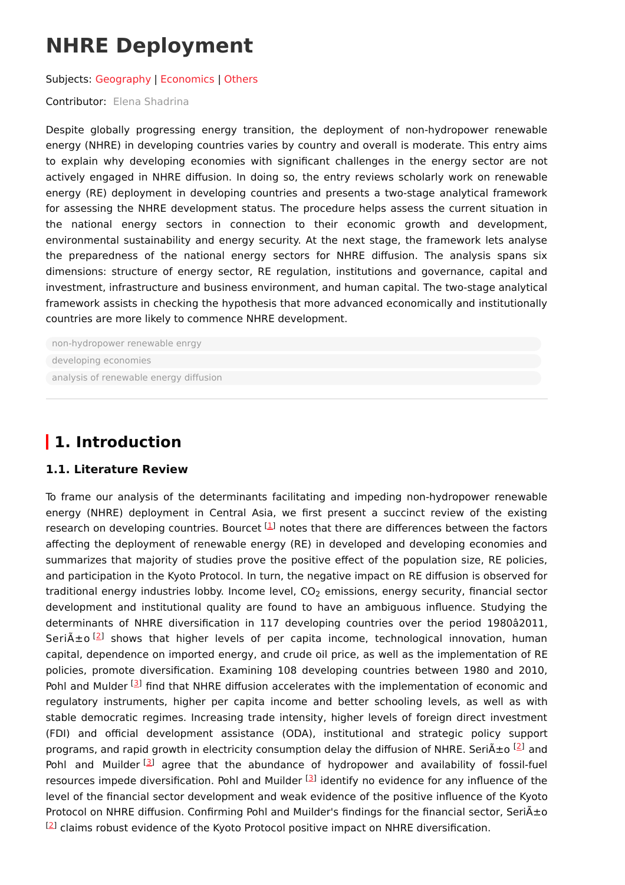# NHRE Deployment

Subjects: Geography | Economics | Others

Contributor: Elena Shadrina

Despite globally progressing energy transition, the deployment of non-hydropower renewable energy (NHRE) in developing countries varies by country and overall is moderate. This entry aims to explain why developing economies with significant challenges in the energy sector are not actively engaged in NHRE diffusion. In doing so, the entry reviews scholarly work on renewable energy (RE) deployment in developing countries and presents a two-stage analytical framework for assessing the NHRE development status. The procedure helps assess the current situation in the national energy sectors in connection to their economic growth and development, environmental sustainability and energy security. At the next stage, the framework lets analyse the preparedness of the national energy sectors for NHRE diffusion. The analysis spans six dimensions: structure of energy sector, RE regulation, institutions and governance, capital and investment, infrastructure and business environment, and human capital. The two-stage analytical framework assists in checking the hypothesis that more advanced economically and institutionally countries are more likely to commence NHRE development.

non-hydropower renewable enrgy

developing economies

analysis of renewable energy diffusion

## 1. Introduction

### 1.1. Literature Review

To frame our analysis of the determinants facilitating and impeding non-hydropower renewable energy (NHRE) deployment in Central Asia, we first present a succinct review of the existing research on developing countries. Bourcet [1] notes that there are differences between the factors affecting the deployment of renewable energy (RE) in developed and developing economies and summarizes that majority of studies prove the positive effect of the population size, RE policies, and participation in the Kyoto Protocol. In turn, the negative impact on RE diffusion is observed for traditional energy industries lobby. Income level, $CO_2$ emissions, energy security, financial sector development and institutional quality are found to have an ambiguous influence. Studying the determinants of NHRE diversification in 117 developing countries over the period 1980â2011, SeriÃ±o [2] shows that higher levels of per capita income, technological innovation, human capital, dependence on imported energy, and crude oil price, as well as the implementation of RE policies, promote diversification. Examining 108 developing countries between 1980 and 2010, Pohl and Mulder [3] find that NHRE diffusion accelerates with the implementation of economic and regulatory instruments, higher per capita income and better schooling levels, as well as with stable democratic regimes. Increasing trade intensity, higher levels of foreign direct investment (FDI) and official development assistance (ODA), institutional and strategic policy support programs, and rapid growth in electricity consumption delay the diffusion of NHRE. SeriÃ±o [2] and Pohl and Muilder [3] agree that the abundance of hydropower and availability of fossil-fuel resources impede diversification. Pohl and Muilder [3] identify no evidence for any influence of the level of the financial sector development and weak evidence of the positive influence of the Kyoto Protocol on NHRE diffusion. Confirming Pohl and Muilder's findings for the financial sector, SeriÃ±o [2] claims robust evidence of the Kyoto Protocol positive impact on NHRE diversification.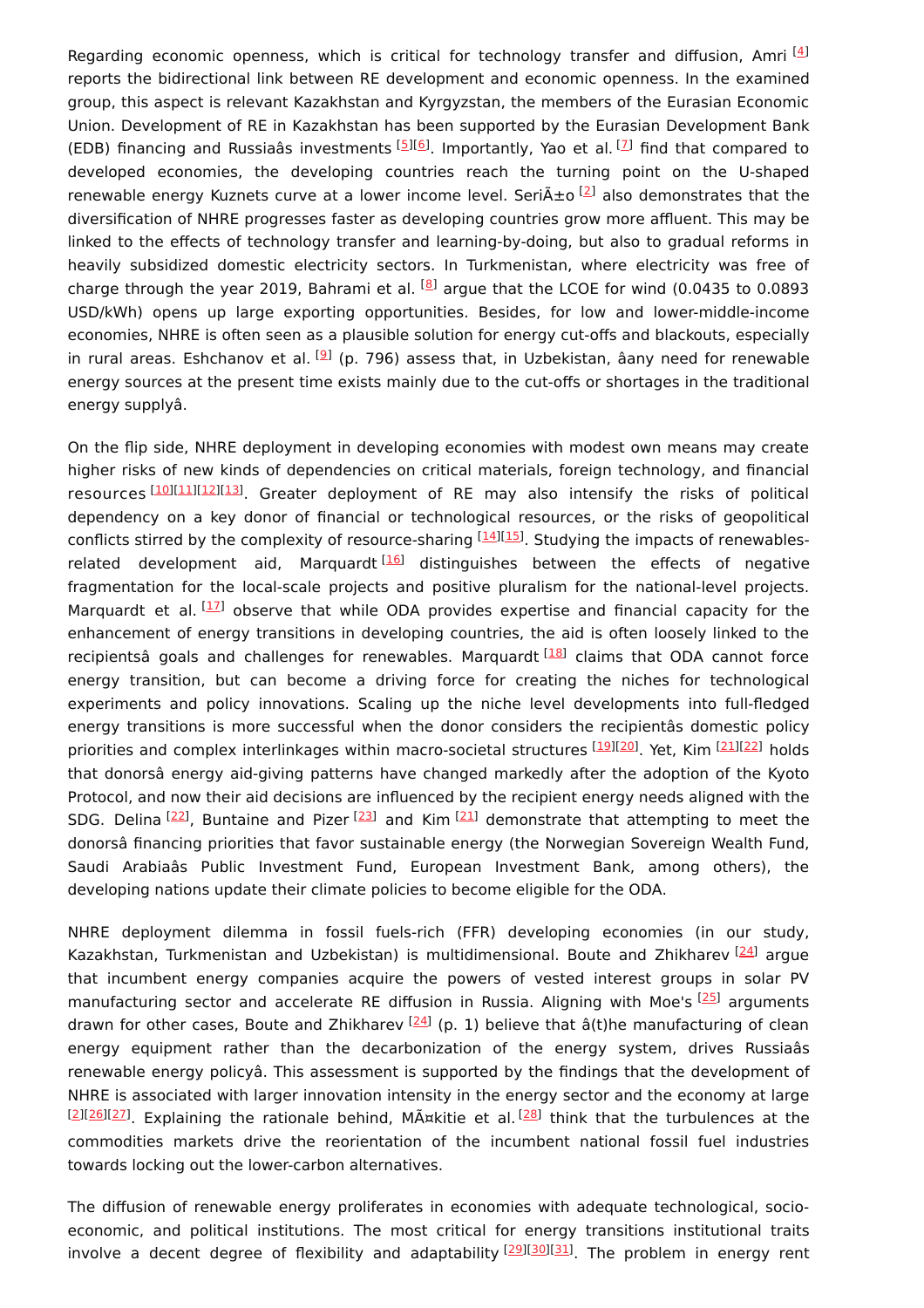Regarding economic openness, which is critical for technology transfer and diffusion, Amri [4] reports the bidirectional link between RE development and economic openness. In the examined group, this aspect is relevant Kazakhstan and Kyrgyzstan, the members of the Eurasian Economic Union. Development of RE in Kazakhstan has been supported by the Eurasian Development Bank (EDB) financing and Russiaâs investments [5][6]. Importantly, Yao et al. [7] find that compared to developed economies, the developing countries reach the turning point on the U-shaped renewable energy Kuznets curve at a lower income level. SeriÃ±o [2] also demonstrates that the diversification of NHRE progresses faster as developing countries grow more affluent. This may be linked to the effects of technology transfer and learning-by-doing, but also to gradual reforms in heavily subsidized domestic electricity sectors. In Turkmenistan, where electricity was free of charge through the year 2019, Bahrami et al. [8] argue that the LCOE for wind (0.0435 to 0.0893 USD/kWh) opens up large exporting opportunities. Besides, for low and lower-middle-income economies, NHRE is often seen as a plausible solution for energy cut-offs and blackouts, especially in rural areas. Eshchanov et al. [9] (p. 796) assess that, in Uzbekistan, âany need for renewable energy sources at the present time exists mainly due to the cut-offs or shortages in the traditional energy supplyâ.

On the flip side, NHRE deployment in developing economies with modest own means may create higher risks of new kinds of dependencies on critical materials, foreign technology, and financial resources [10][11][12][13]. Greater deployment of RE may also intensify the risks of political dependency on a key donor of financial or technological resources, or the risks of geopolitical conflicts stirred by the complexity of resource-sharing [14][15]. Studying the impacts of renewables-related development aid, Marquardt [16] distinguishes between the effects of negative fragmentation for the local-scale projects and positive pluralism for the national-level projects. Marquardt et al. [17] observe that while ODA provides expertise and financial capacity for the enhancement of energy transitions in developing countries, the aid is often loosely linked to the recipientsâ goals and challenges for renewables. Marquardt [18] claims that ODA cannot force energy transition, but can become a driving force for creating the niches for technological experiments and policy innovations. Scaling up the niche level developments into full-fledged energy transitions is more successful when the donor considers the recipientâs domestic policy priorities and complex interlinkages within macro-societal structures [19][20]. Yet, Kim [21][22] holds that donorsâ energy aid-giving patterns have changed markedly after the adoption of the Kyoto Protocol, and now their aid decisions are influenced by the recipient energy needs aligned with the SDG. Delina [22], Buntaine and Pizer [23] and Kim [21] demonstrate that attempting to meet the donorsâ financing priorities that favor sustainable energy (the Norwegian Sovereign Wealth Fund, Saudi Arabiaâs Public Investment Fund, European Investment Bank, among others), the developing nations update their climate policies to become eligible for the ODA.

NHRE deployment dilemma in fossil fuels-rich (FFR) developing economies (in our study, Kazakhstan, Turkmenistan and Uzbekistan) is multidimensional. Boute and Zhikharev [24] argue that incumbent energy companies acquire the powers of vested interest groups in solar PV manufacturing sector and accelerate RE diffusion in Russia. Aligning with Moe's [25] arguments drawn for other cases, Boute and Zhikharev [24] (p. 1) believe that â(t)he manufacturing of clean energy equipment rather than the decarbonization of the energy system, drives Russiaâs renewable energy policyâ. This assessment is supported by the findings that the development of NHRE is associated with larger innovation intensity in the energy sector and the economy at large [2][26][27]. Explaining the rationale behind, MÃ¤kitie et al. [28] think that the turbulences at the commodities markets drive the reorientation of the incumbent national fossil fuel industries towards locking out the lower-carbon alternatives.

The diffusion of renewable energy proliferates in economies with adequate technological, socio-economic, and political institutions. The most critical for energy transitions institutional traits involve a decent degree of flexibility and adaptability [29][30][31]. The problem in energy rent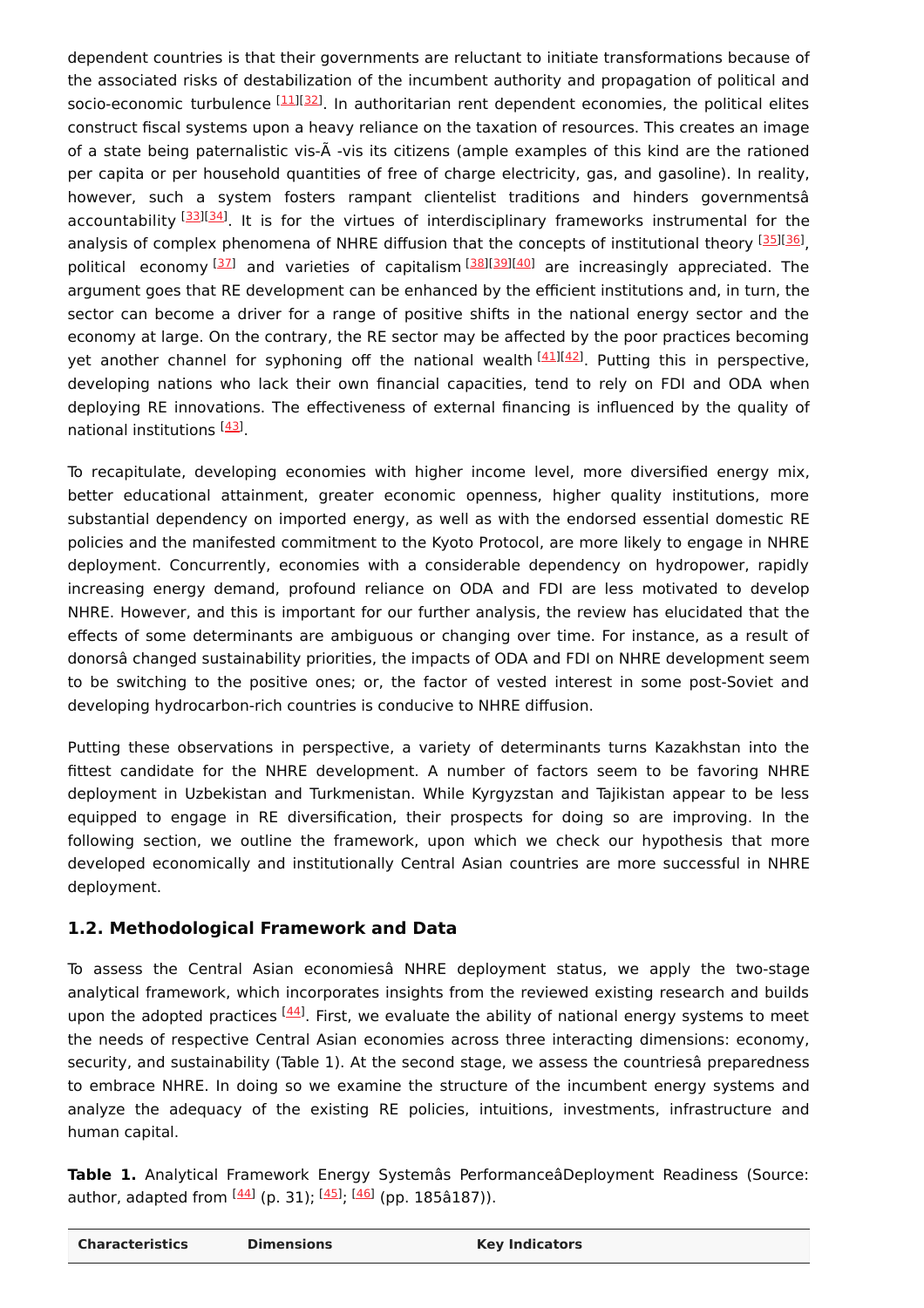dependent countries is that their governments are reluctant to initiate transformations because of the associated risks of destabilization of the incumbent authority and propagation of political and socio-economic turbulence [11][32]. In authoritarian rent dependent economies, the political elites construct fiscal systems upon a heavy reliance on the taxation of resources. This creates an image of a state being paternalistic vis-Ã -vis its citizens (ample examples of this kind are the rationed per capita or per household quantities of free of charge electricity, gas, and gasoline). In reality, however, such a system fosters rampant clientelist traditions and hinders governmentsâ accountability [33][34]. It is for the virtues of interdisciplinary frameworks instrumental for the analysis of complex phenomena of NHRE diffusion that the concepts of institutional theory [35][36], political economy [37] and varieties of capitalism [38][39][40] are increasingly appreciated. The argument goes that RE development can be enhanced by the efficient institutions and, in turn, the sector can become a driver for a range of positive shifts in the national energy sector and the economy at large. On the contrary, the RE sector may be affected by the poor practices becoming yet another channel for syphoning off the national wealth [41][42]. Putting this in perspective, developing nations who lack their own financial capacities, tend to rely on FDI and ODA when deploying RE innovations. The effectiveness of external financing is influenced by the quality of national institutions [43].

To recapitulate, developing economies with higher income level, more diversified energy mix, better educational attainment, greater economic openness, higher quality institutions, more substantial dependency on imported energy, as well as with the endorsed essential domestic RE policies and the manifested commitment to the Kyoto Protocol, are more likely to engage in NHRE deployment. Concurrently, economies with a considerable dependency on hydropower, rapidly increasing energy demand, profound reliance on ODA and FDI are less motivated to develop NHRE. However, and this is important for our further analysis, the review has elucidated that the effects of some determinants are ambiguous or changing over time. For instance, as a result of donorsâ changed sustainability priorities, the impacts of ODA and FDI on NHRE development seem to be switching to the positive ones; or, the factor of vested interest in some post-Soviet and developing hydrocarbon-rich countries is conducive to NHRE diffusion.

Putting these observations in perspective, a variety of determinants turns Kazakhstan into the fittest candidate for the NHRE development. A number of factors seem to be favoring NHRE deployment in Uzbekistan and Turkmenistan. While Kyrgyzstan and Tajikistan appear to be less equipped to engage in RE diversification, their prospects for doing so are improving. In the following section, we outline the framework, upon which we check our hypothesis that more developed economically and institutionally Central Asian countries are more successful in NHRE deployment.

## 1.2. Methodological Framework and Data

To assess the Central Asian economiesâ NHRE deployment status, we apply the two-stage analytical framework, which incorporates insights from the reviewed existing research and builds upon the adopted practices [44]. First, we evaluate the ability of national energy systems to meet the needs of respective Central Asian economies across three interacting dimensions: economy, security, and sustainability (Table 1). At the second stage, we assess the countriesâ preparedness to embrace NHRE. In doing so we examine the structure of the incumbent energy systems and analyze the adequacy of the existing RE policies, intuitions, investments, infrastructure and human capital.

**Table 1.** Analytical Framework Energy Systemâs PerformanceâDeployment Readiness (Source: author, adapted from [44] (p. 31); [45]; [46] (pp. 185â187)).

| Characteristics | Dimensions | Key Indicators |
| --- | --- | --- |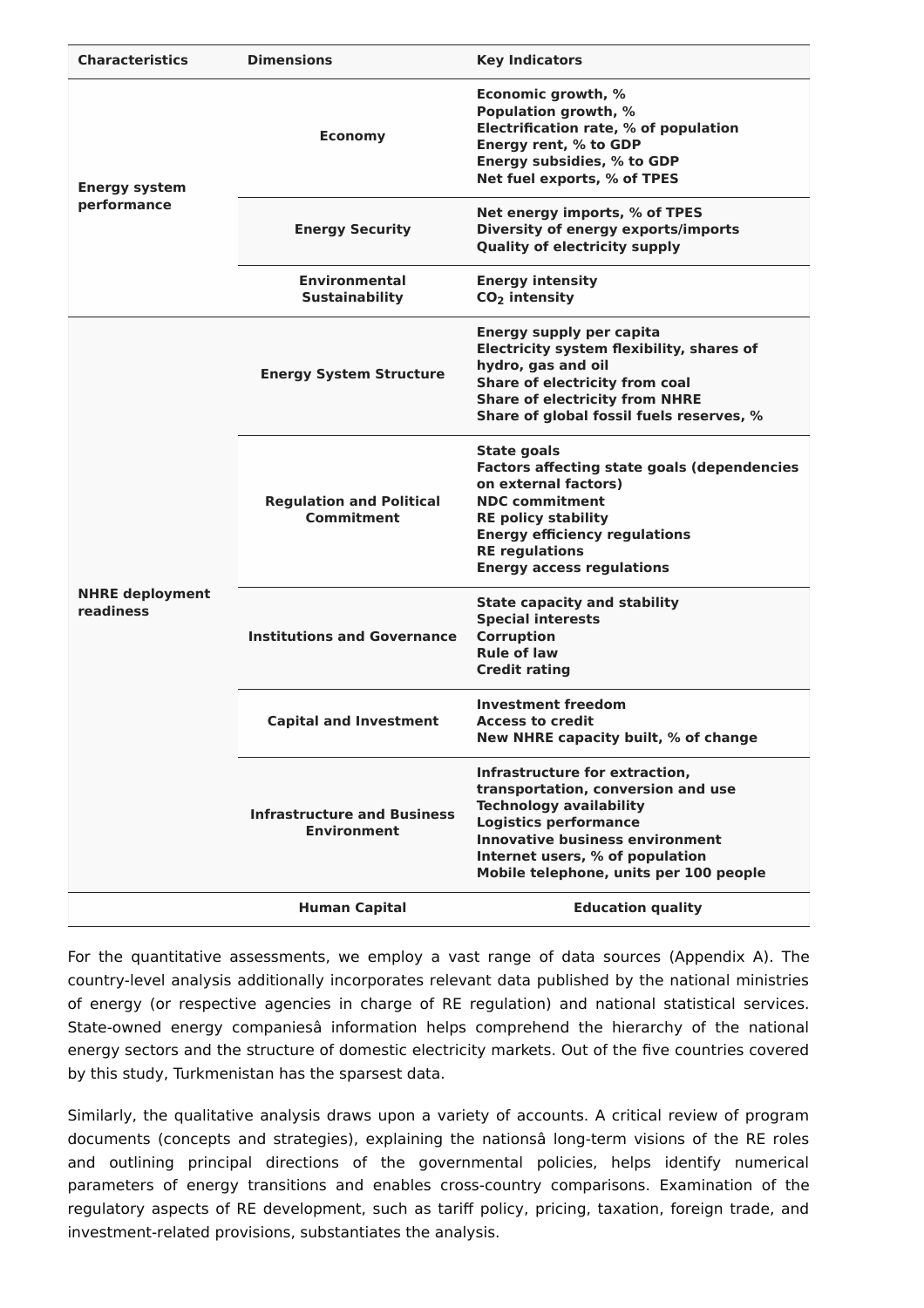| Characteristics | Dimensions | Key Indicators |
| --- | --- | --- |
| Energy system performance | Economy | Economic growth, %<br>Population growth, %<br>Electrification rate, % of population<br>Energy rent, % to GDP<br>Energy subsidies, % to GDP<br>Net fuel exports, % of TPES |
| | Energy Security | Net energy imports, % of TPES<br>Diversity of energy exports/imports<br>Quality of electricity supply |
| | Environmental Sustainability | Energy intensity<br>$CO_2$ intensity |
| NHRE deployment readiness | Energy System Structure | Energy supply per capita<br>Electricity system flexibility, shares of hydro, gas and oil<br>Share of electricity from coal<br>Share of electricity from NHRE<br>Share of global fossil fuels reserves, % |
| | Regulation and Political Commitment | State goals<br>Factors affecting state goals (dependencies on external factors)<br>NDC commitment<br>RE policy stability<br>Energy efficiency regulations<br>RE regulations<br>Energy access regulations |
| | Institutions and Governance | State capacity and stability<br>Special interests<br>Corruption<br>Rule of law<br>Credit rating |
| | Capital and Investment | Investment freedom<br>Access to credit<br>New NHRE capacity built, % of change |
| | Infrastructure and Business Environment | Infrastructure for extraction, transportation, conversion and use<br>Technology availability<br>Logistics performance<br>Innovative business environment<br>Internet users, % of population<br>Mobile telephone, units per 100 people |
| | Human Capital | Education quality |

For the quantitative assessments, we employ a vast range of data sources (Appendix A). The country-level analysis additionally incorporates relevant data published by the national ministries of energy (or respective agencies in charge of RE regulation) and national statistical services. State-owned energy companiesâ information helps comprehend the hierarchy of the national energy sectors and the structure of domestic electricity markets. Out of the five countries covered by this study, Turkmenistan has the sparsest data.

Similarly, the qualitative analysis draws upon a variety of accounts. A critical review of program documents (concepts and strategies), explaining the nationsâ long-term visions of the RE roles and outlining principal directions of the governmental policies, helps identify numerical parameters of energy transitions and enables cross-country comparisons. Examination of the regulatory aspects of RE development, such as tariff policy, pricing, taxation, foreign trade, and investment-related provisions, substantiates the analysis.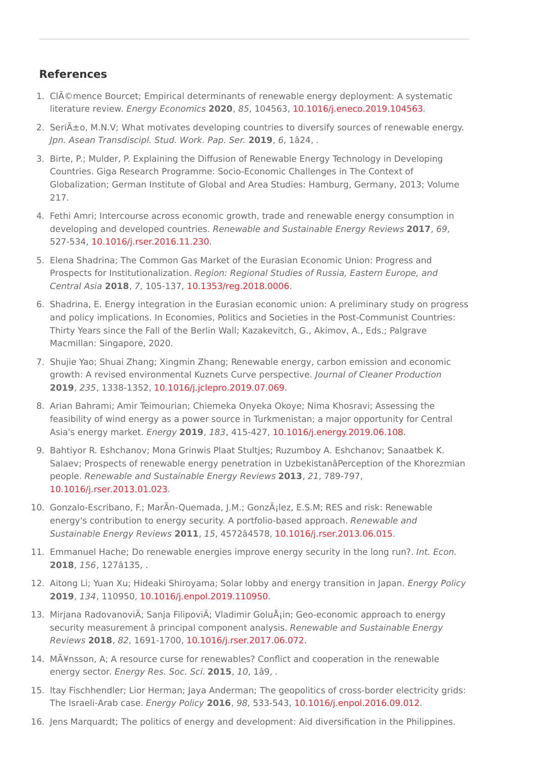## References

1. ClÃ©mence Bourcet; Empirical determinants of renewable energy deployment: A systematic literature review. *Energy Economics* **2020**, *85*, 104563, 10.1016/j.eneco.2019.104563.
2. SeriÃ±o, M.N.V; What motivates developing countries to diversify sources of renewable energy. *Jpn. Asean Transdiscipl. Stud. Work. Pap. Ser.* **2019**, *6*, 1â24, .
3. Birte, P.; Mulder, P. Explaining the Diffusion of Renewable Energy Technology in Developing Countries. Giga Research Programme: Socio-Economic Challenges in The Context of Globalization; German Institute of Global and Area Studies: Hamburg, Germany, 2013; Volume 217.
4. Fethi Amri; Intercourse across economic growth, trade and renewable energy consumption in developing and developed countries. *Renewable and Sustainable Energy Reviews* **2017**, *69*, 527-534, 10.1016/j.rser.2016.11.230.
5. Elena Shadrina; The Common Gas Market of the Eurasian Economic Union: Progress and Prospects for Institutionalization. *Region: Regional Studies of Russia, Eastern Europe, and Central Asia* **2018**, *7*, 105-137, 10.1353/reg.2018.0006.
6. Shadrina, E. Energy integration in the Eurasian economic union: A preliminary study on progress and policy implications. In Economies, Politics and Societies in the Post-Communist Countries: Thirty Years since the Fall of the Berlin Wall; Kazakevitch, G., Akimov, A., Eds.; Palgrave Macmillan: Singapore, 2020.
7. Shujie Yao; Shuai Zhang; Xingmin Zhang; Renewable energy, carbon emission and economic growth: A revised environmental Kuznets Curve perspective. *Journal of Cleaner Production* **2019**, *235*, 1338-1352, 10.1016/j.jclepro.2019.07.069.
8. Arian Bahrami; Amir Teimourian; Chiemeka Onyeka Okoye; Nima Khosravi; Assessing the feasibility of wind energy as a power source in Turkmenistan; a major opportunity for Central Asia's energy market. *Energy* **2019**, *183*, 415-427, 10.1016/j.energy.2019.06.108.
9. Bahtiyor R. Eshchanov; Mona Grinwis Plaat Stultjes; Ruzumboy A. Eshchanov; Sanaatbek K. Salaev; Prospects of renewable energy penetration in UzbekistanâPerception of the Khorezmian people. *Renewable and Sustainable Energy Reviews* **2013**, *21*, 789-797, 10.1016/j.rser.2013.01.023.
10. Gonzalo-Escribano, F.; MarÃ­n-Quemada, J.M.; GonzÃ¡lez, E.S.M; RES and risk: Renewable energy's contribution to energy security. A portfolio-based approach. *Renewable and Sustainable Energy Reviews* **2011**, *15*, 4572â4578, 10.1016/j.rser.2013.06.015.
11. Emmanuel Hache; Do renewable energies improve energy security in the long run?. *Int. Econ.* **2018**, *156*, 127â135, .
12. Aitong Li; Yuan Xu; Hideaki Shiroyama; Solar lobby and energy transition in Japan. *Energy Policy* **2019**, *134*, 110950, 10.1016/j.enpol.2019.110950.
13. Mirjana RadovanoviÄ; Sanja FilipoviÄ; Vladimir GoluÅ¡in; Geo-economic approach to energy security measurement â principal component analysis. *Renewable and Sustainable Energy Reviews* **2018**, *82*, 1691-1700, 10.1016/j.rser.2017.06.072.
14. MÃ¥nsson, A; A resource curse for renewables? Conflict and cooperation in the renewable energy sector. *Energy Res. Soc. Sci.* **2015**, *10*, 1â9, .
15. Itay Fischhendler; Lior Herman; Jaya Anderman; The geopolitics of cross-border electricity grids: The Israeli-Arab case. *Energy Policy* **2016**, *98*, 533-543, 10.1016/j.enpol.2016.09.012.
16. Jens Marquardt; The politics of energy and development: Aid diversification in the Philippines.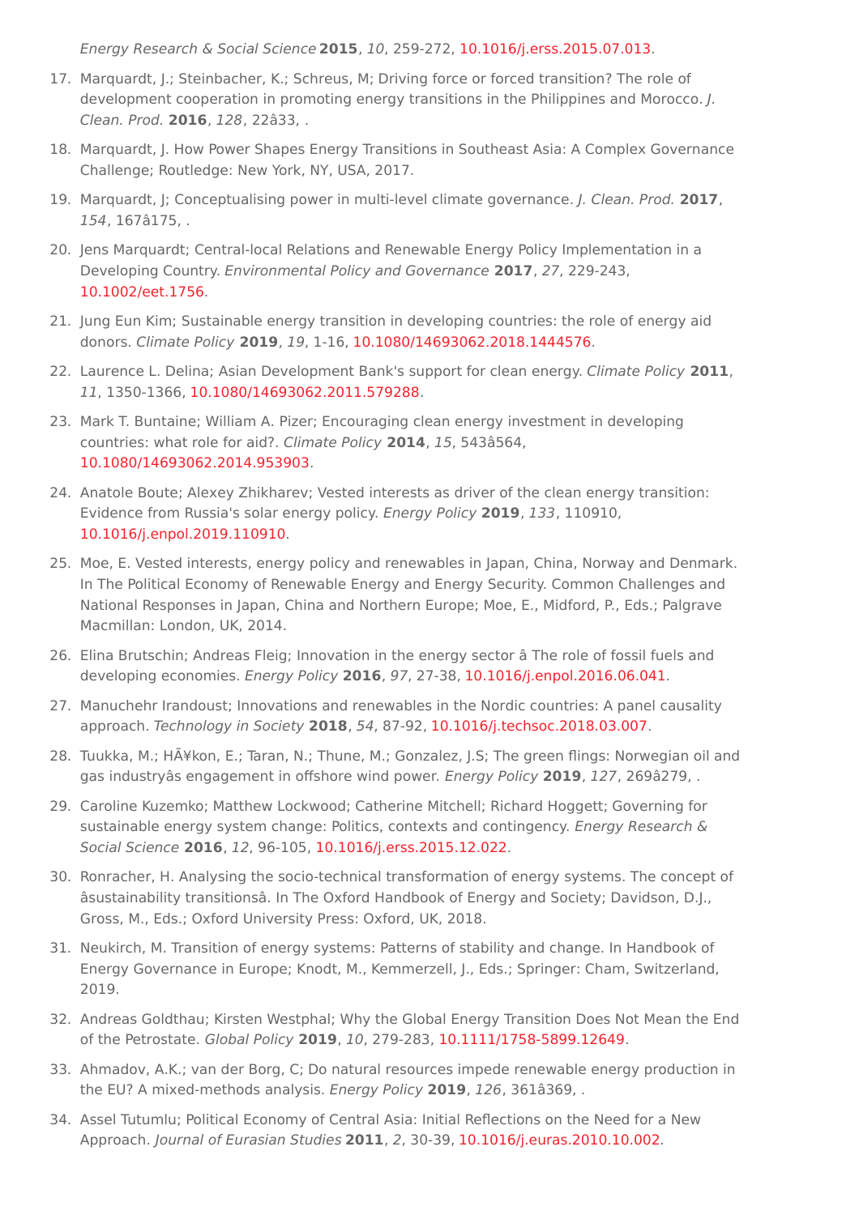*Energy Research & Social Science* **2015**, *10*, 259-272, 10.1016/j.erss.2015.07.013.

17. Marquardt, J.; Steinbacher, K.; Schreus, M; Driving force or forced transition? The role of development cooperation in promoting energy transitions in the Philippines and Morocco. *J. Clean. Prod.* **2016**, *128*, 22â33, .
18. Marquardt, J. How Power Shapes Energy Transitions in Southeast Asia: A Complex Governance Challenge; Routledge: New York, NY, USA, 2017.
19. Marquardt, J; Conceptualising power in multi-level climate governance. *J. Clean. Prod.* **2017**, *154*, 167â175, .
20. Jens Marquardt; Central-local Relations and Renewable Energy Policy Implementation in a Developing Country. *Environmental Policy and Governance* **2017**, *27*, 229-243, 10.1002/eet.1756.
21. Jung Eun Kim; Sustainable energy transition in developing countries: the role of energy aid donors. *Climate Policy* **2019**, *19*, 1-16, 10.1080/14693062.2018.1444576.
22. Laurence L. Delina; Asian Development Bank's support for clean energy. *Climate Policy* **2011**, *11*, 1350-1366, 10.1080/14693062.2011.579288.
23. Mark T. Buntaine; William A. Pizer; Encouraging clean energy investment in developing countries: what role for aid?. *Climate Policy* **2014**, *15*, 543â564, 10.1080/14693062.2014.953903.
24. Anatole Boute; Alexey Zhikharev; Vested interests as driver of the clean energy transition: Evidence from Russia's solar energy policy. *Energy Policy* **2019**, *133*, 110910, 10.1016/j.enpol.2019.110910.
25. Moe, E. Vested interests, energy policy and renewables in Japan, China, Norway and Denmark. In The Political Economy of Renewable Energy and Energy Security. Common Challenges and National Responses in Japan, China and Northern Europe; Moe, E., Midford, P., Eds.; Palgrave Macmillan: London, UK, 2014.
26. Elina Brutschin; Andreas Fleig; Innovation in the energy sector â The role of fossil fuels and developing economies. *Energy Policy* **2016**, *97*, 27-38, 10.1016/j.enpol.2016.06.041.
27. Manuchehr Irandoust; Innovations and renewables in the Nordic countries: A panel causality approach. *Technology in Society* **2018**, *54*, 87-92, 10.1016/j.techsoc.2018.03.007.
28. Tuukka, M.; HÃ¥kon, E.; Taran, N.; Thune, M.; Gonzalez, J.S; The green flings: Norwegian oil and gas industryâs engagement in offshore wind power. *Energy Policy* **2019**, *127*, 269â279, .
29. Caroline Kuzemko; Matthew Lockwood; Catherine Mitchell; Richard Hoggett; Governing for sustainable energy system change: Politics, contexts and contingency. *Energy Research & Social Science* **2016**, *12*, 96-105, 10.1016/j.erss.2015.12.022.
30. Ronracher, H. Analysing the socio-technical transformation of energy systems. The concept of âsustainability transitionsâ. In The Oxford Handbook of Energy and Society; Davidson, D.J., Gross, M., Eds.; Oxford University Press: Oxford, UK, 2018.
31. Neukirch, M. Transition of energy systems: Patterns of stability and change. In Handbook of Energy Governance in Europe; Knodt, M., Kemmerzell, J., Eds.; Springer: Cham, Switzerland, 2019.
32. Andreas Goldthau; Kirsten Westphal; Why the Global Energy Transition Does Not Mean the End of the Petrostate. *Global Policy* **2019**, *10*, 279-283, 10.1111/1758-5899.12649.
33. Ahmadov, A.K.; van der Borg, C; Do natural resources impede renewable energy production in the EU? A mixed-methods analysis. *Energy Policy* **2019**, *126*, 361â369, .
34. Assel Tutumlu; Political Economy of Central Asia: Initial Reflections on the Need for a New Approach. *Journal of Eurasian Studies* **2011**, *2*, 30-39, 10.1016/j.euras.2010.10.002.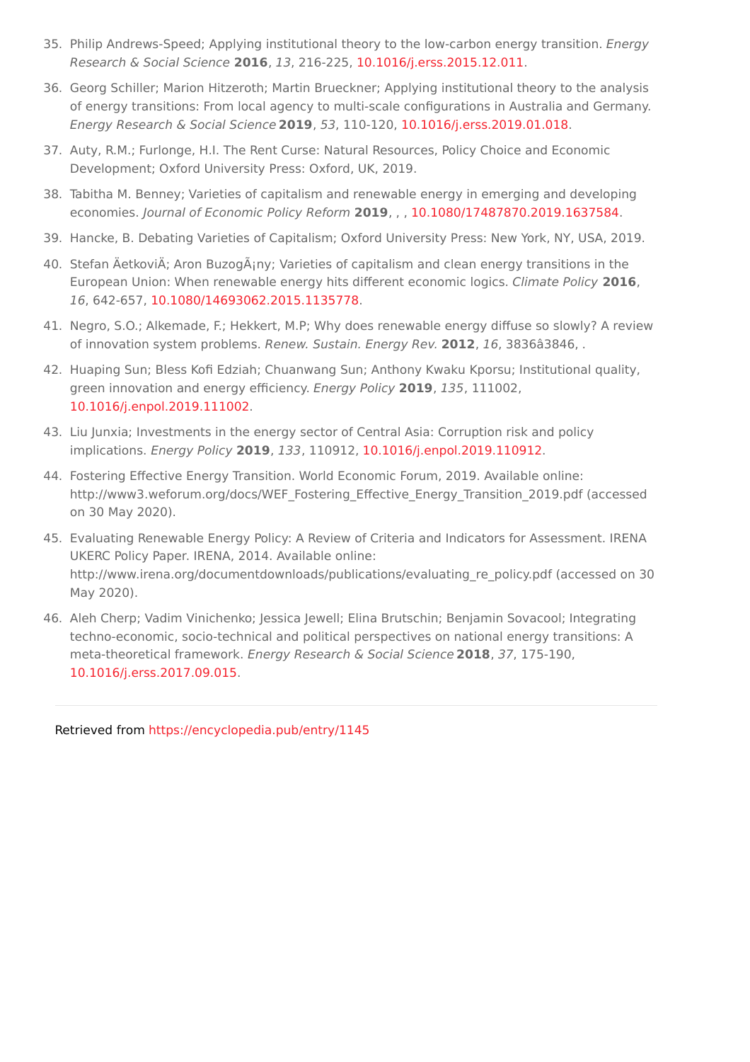35. Philip Andrews-Speed; Applying institutional theory to the low-carbon energy transition. *Energy Research & Social Science* **2016**, *13*, 216-225, 10.1016/j.erss.2015.12.011.
36. Georg Schiller; Marion Hitzeroth; Martin Brueckner; Applying institutional theory to the analysis of energy transitions: From local agency to multi-scale configurations in Australia and Germany. *Energy Research & Social Science* **2019**, *53*, 110-120, 10.1016/j.erss.2019.01.018.
37. Auty, R.M.; Furlonge, H.I. The Rent Curse: Natural Resources, Policy Choice and Economic Development; Oxford University Press: Oxford, UK, 2019.
38. Tabitha M. Benney; Varieties of capitalism and renewable energy in emerging and developing economies. *Journal of Economic Policy Reform* **2019**, , , 10.1080/17487870.2019.1637584.
39. Hancke, B. Debating Varieties of Capitalism; Oxford University Press: New York, NY, USA, 2019.
40. Stefan ÄetkoviÄ; Aron BuzogÃ¡ny; Varieties of capitalism and clean energy transitions in the European Union: When renewable energy hits different economic logics. *Climate Policy* **2016**, *16*, 642-657, 10.1080/14693062.2015.1135778.
41. Negro, S.O.; Alkemade, F.; Hekkert, M.P; Why does renewable energy diffuse so slowly? A review of innovation system problems. *Renew. Sustain. Energy Rev.* **2012**, *16*, 3836â3846, .
42. Huaping Sun; Bless Kofi Edziah; Chuanwang Sun; Anthony Kwaku Kporsu; Institutional quality, green innovation and energy efficiency. *Energy Policy* **2019**, *135*, 111002, 10.1016/j.enpol.2019.111002.
43. Liu Junxia; Investments in the energy sector of Central Asia: Corruption risk and policy implications. *Energy Policy* **2019**, *133*, 110912, 10.1016/j.enpol.2019.110912.
44. Fostering Effective Energy Transition. World Economic Forum, 2019. Available online: http://www3.weforum.org/docs/WEF_Fostering_Effective_Energy_Transition_2019.pdf (accessed on 30 May 2020).
45. Evaluating Renewable Energy Policy: A Review of Criteria and Indicators for Assessment. IRENA UKERC Policy Paper. IRENA, 2014. Available online: http://www.irena.org/documentdownloads/publications/evaluating_re_policy.pdf (accessed on 30 May 2020).
46. Aleh Cherp; Vadim Vinichenko; Jessica Jewell; Elina Brutschin; Benjamin Sovacool; Integrating techno-economic, socio-technical and political perspectives on national energy transitions: A meta-theoretical framework. *Energy Research & Social Science* **2018**, *37*, 175-190, 10.1016/j.erss.2017.09.015.

---

Retrieved from https://encyclopedia.pub/entry/1145